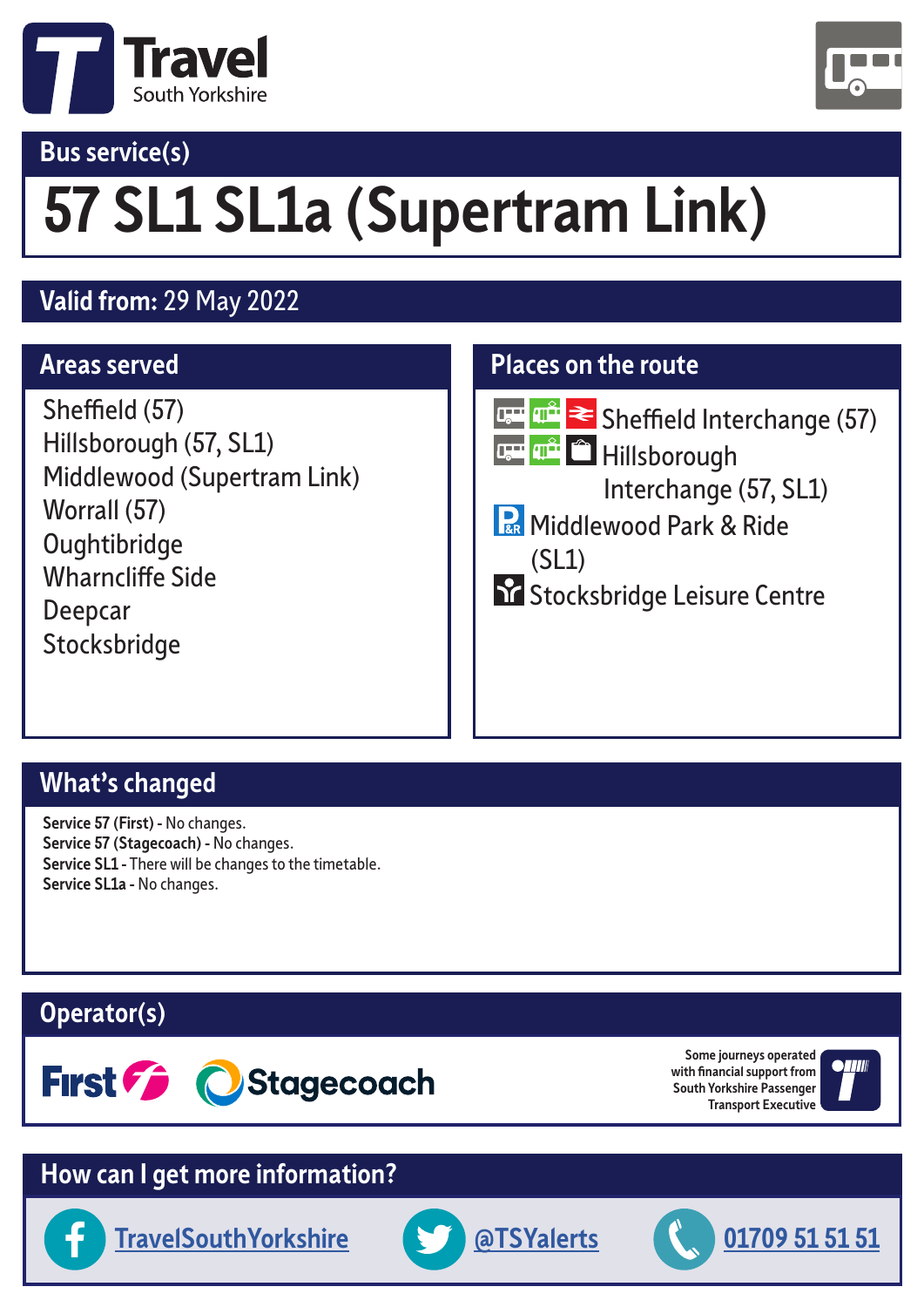Travel South Yorkshire

## Bus service(s)

# 57 SL1 SL1a (Supertram Link)

**Valid from:** 29 May 2022

## Areas served

Sheffield (57)
Hillsborough (57, SL1)
Middlewood (Supertram Link)
Worrall (57)
Oughtibridge
Wharncliffe Side
Deepcar
Stocksbridge

## Places on the route

Sheffield Interchange (57)
Hillsborough Interchange (57, SL1)
Middlewood Park & Ride (SL1)
Stocksbridge Leisure Centre

## What's changed

**Service 57 (First) -** No changes.
**Service 57 (Stagecoach) -** No changes.
**Service SL1 -** There will be changes to the timetable.
**Service SL1a -** No changes.

## Operator(s)

First
Stagecoach

Some journeys operated with financial support from South Yorkshire Passenger Transport Executive

## How can I get more information?

TravelSouthYorkshire
@TSYalerts
01709 51 51 51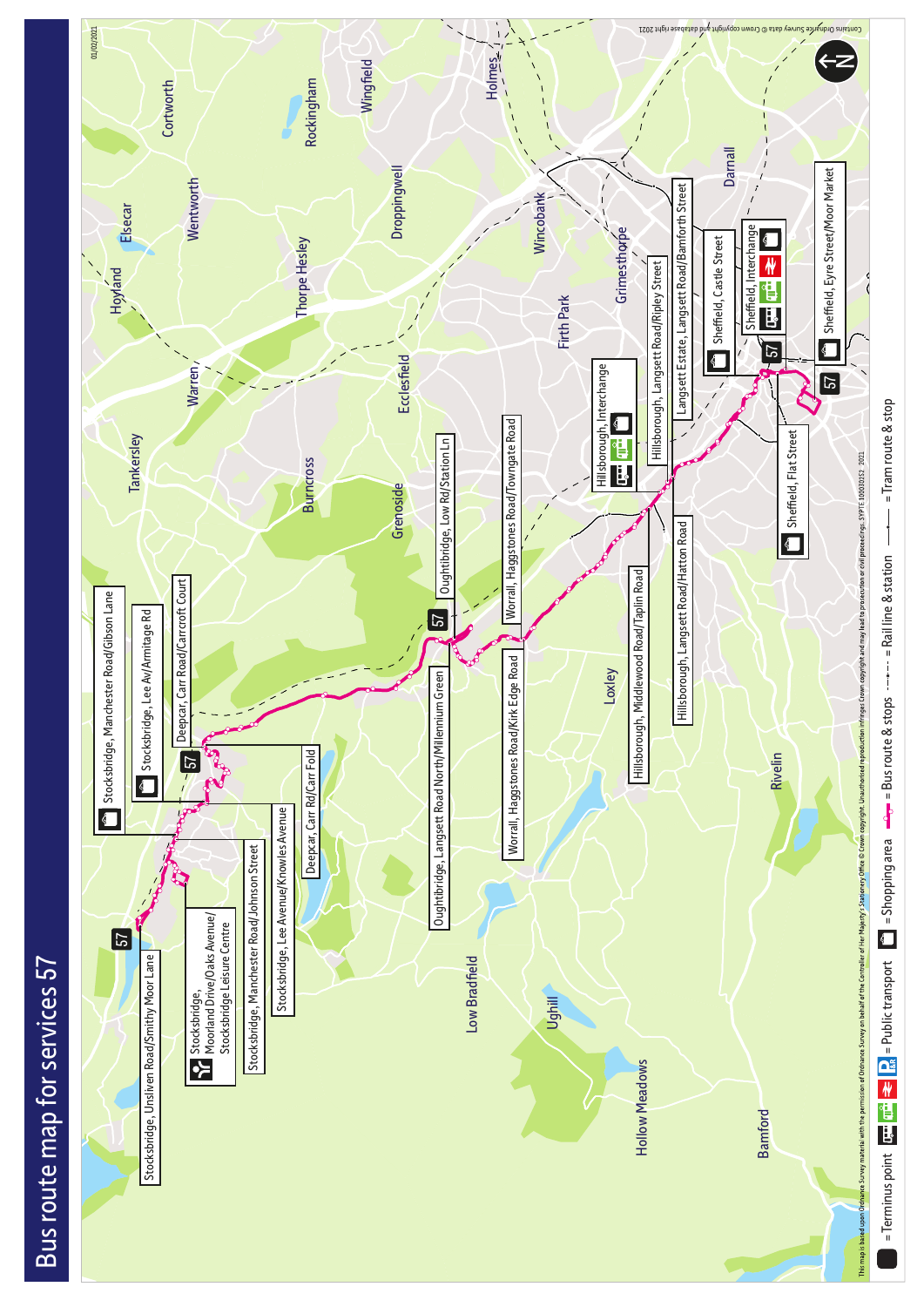# Bus route map for services 57

01/02/2021

**Stops:**

- Stocksbridge, Unsliven Road/Smithy Moor Lane (57 terminus)
- Stocksbridge, Moorland Drive/Oaks Avenue/ Stocksbridge Leisure Centre
- Stocksbridge, Manchester Road/Johnson Street
- Stocksbridge, Lee Avenue/Knowles Avenue
- Stocksbridge, Manchester Road/Gibson Lane
- Stocksbridge, Lee Av/Armitage Rd
- Deepcar, Carr Road/Carrcroft Court (57 terminus)
- Deepcar, Carr Rd/Carr Fold
- Oughtibridge, Langsett Road North/Millennium Green
- Oughtibridge, Low Rd/Station Ln (57 terminus)
- Worrall, Haggstones Road/Kirk Edge Road
- Worrall, Haggstones Road/Towngate Road
- Hillsborough, Middlewood Road/Taplin Road
- Hillsborough, Interchange
- Hillsborough, Langsett Road/Hatton Road
- Hillsborough, Langsett Road/Ripley Street
- Langsett Estate, Langsett Road/Bamforth Street
- Sheffield, Castle Street
- Sheffield, Interchange (57 terminus)
- Sheffield, Flat Street
- Sheffield, Eyre Street/Moor Market (57 terminus)

**Places shown:** Hoyland, Elsecar, Cortworth, Wentworth, Rockingham, Wingfield, Holmes, Warren, Thorpe Hesley, Tankersley, Droppingwell, Burncross, Ecclesfield, Wincobank, Grenoside, Firth Park, Grimesthorpe, Darnall, Low Bradfield, Ughill, Loxley, Hollow Meadows, Rivelin, Bamford

**Key:** ■ = Terminus point | = Public transport | = Shopping area | = Bus route & stops | = Rail line & station | = Tram route & stop

This map is based upon Ordnance Survey material with the permission of Ordnance Survey on behalf of the Controller of Her Majesty's Stationery Office © Crown copyright. Unauthorised reproduction infringes Crown copyright and may lead to prosecution or civil proceedings. SYPTE 100030252 2021

Contains Ordnance Survey data © Crown copyright and database right 2021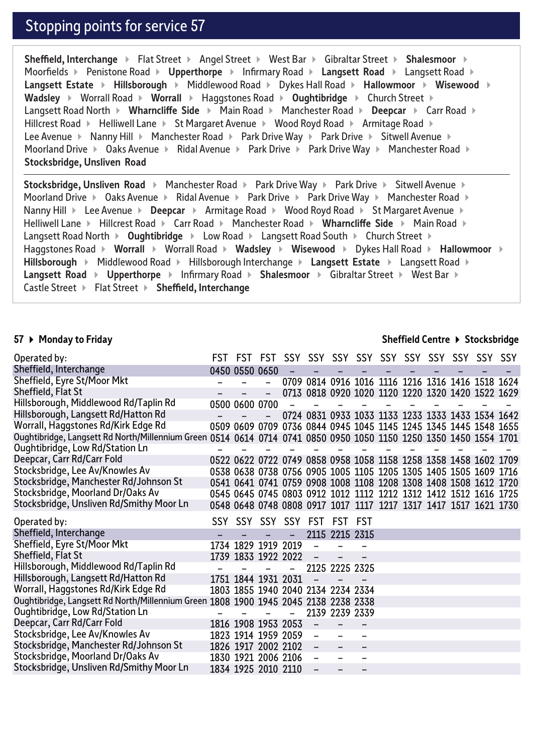## Stopping points for service 57

**Sheffield, Interchange** ▸ Flat Street ▸ Angel Street ▸ West Bar ▸ Gibraltar Street ▸ **Shalesmoor** ▸ Moorfields ▸ Penistone Road ▸ **Upperthorpe** ▸ Infirmary Road ▸ **Langsett Road** ▸ Langsett Road ▸ **Langsett Estate** ▸ **Hillsborough** ▸ Middlewood Road ▸ Dykes Hall Road ▸ **Hallowmoor** ▸ **Wisewood** ▸ **Wadsley** ▸ Worrall Road ▸ **Worrall** ▸ Haggstones Road ▸ **Oughtibridge** ▸ Church Street ▸ Langsett Road North ▸ **Wharncliffe Side** ▸ Main Road ▸ Manchester Road ▸ **Deepcar** ▸ Carr Road ▸ Hillcrest Road ▸ Helliwell Lane ▸ St Margaret Avenue ▸ Wood Royd Road ▸ Armitage Road ▸ Lee Avenue ▸ Nanny Hill ▸ Manchester Road ▸ Park Drive Way ▸ Park Drive ▸ Sitwell Avenue ▸ Moorland Drive ▸ Oaks Avenue ▸ Ridal Avenue ▸ Park Drive ▸ Park Drive Way ▸ Manchester Road ▸ **Stocksbridge, Unsliven Road**

**Stocksbridge, Unsliven Road** ▸ Manchester Road ▸ Park Drive Way ▸ Park Drive ▸ Sitwell Avenue ▸ Moorland Drive ▸ Oaks Avenue ▸ Ridal Avenue ▸ Park Drive ▸ Park Drive Way ▸ Manchester Road ▸ Nanny Hill ▸ Lee Avenue ▸ **Deepcar** ▸ Armitage Road ▸ Wood Royd Road ▸ St Margaret Avenue ▸ Helliwell Lane ▸ Hillcrest Road ▸ Carr Road ▸ Manchester Road ▸ **Wharncliffe Side** ▸ Main Road ▸ Langsett Road North ▸ **Oughtibridge** ▸ Low Road ▸ Langsett Road South ▸ Church Street ▸ Haggstones Road ▸ **Worrall** ▸ Worrall Road ▸ **Wadsley** ▸ **Wisewood** ▸ Dykes Hall Road ▸ **Hallowmoor** ▸ **Hillsborough** ▸ Middlewood Road ▸ Hillsborough Interchange ▸ **Langsett Estate** ▸ Langsett Road ▸ **Langsett Road** ▸ **Upperthorpe** ▸ Infirmary Road ▸ **Shalesmoor** ▸ Gibraltar Street ▸ West Bar ▸ Castle Street ▸ Flat Street ▸ **Sheffield, Interchange**

### 57 ▸ Monday to Friday — Sheffield Centre ▸ Stocksbridge

| Operated by: | FST | FST | FST | SSY | SSY | SSY | SSY | SSY | SSY | SSY | SSY | SSY | SSY |
|---|---|---|---|---|---|---|---|---|---|---|---|---|---|
| Sheffield, Interchange | 0450 | 0550 | 0650 | – | – | – | – | – | – | – | – | – | – |
| Sheffield, Eyre St/Moor Mkt | – | – | – | 0709 | 0814 | 0916 | 1016 | 1116 | 1216 | 1316 | 1416 | 1518 | 1624 |
| Sheffield, Flat St | – | – | – | 0713 | 0818 | 0920 | 1020 | 1120 | 1220 | 1320 | 1420 | 1522 | 1629 |
| Hillsborough, Middlewood Rd/Taplin Rd | 0500 | 0600 | 0700 | – | – | – | – | – | – | – | – | – | – |
| Hillsborough, Langsett Rd/Hatton Rd | – | – | – | 0724 | 0831 | 0933 | 1033 | 1133 | 1233 | 1333 | 1433 | 1534 | 1642 |
| Worrall, Haggstones Rd/Kirk Edge Rd | 0509 | 0609 | 0709 | 0736 | 0844 | 0945 | 1045 | 1145 | 1245 | 1345 | 1445 | 1548 | 1655 |
| Oughtibridge, Langsett Rd North/Millennium Green | 0514 | 0614 | 0714 | 0741 | 0850 | 0950 | 1050 | 1150 | 1250 | 1350 | 1450 | 1554 | 1701 |
| Oughtibridge, Low Rd/Station Ln | – | – | – | – | – | – | – | – | – | – | – | – | – |
| Deepcar, Carr Rd/Carr Fold | 0522 | 0622 | 0722 | 0749 | 0858 | 0958 | 1058 | 1158 | 1258 | 1358 | 1458 | 1602 | 1709 |
| Stocksbridge, Lee Av/Knowles Av | 0538 | 0638 | 0738 | 0756 | 0905 | 1005 | 1105 | 1205 | 1305 | 1405 | 1505 | 1609 | 1716 |
| Stocksbridge, Manchester Rd/Johnson St | 0541 | 0641 | 0741 | 0759 | 0908 | 1008 | 1108 | 1208 | 1308 | 1408 | 1508 | 1612 | 1720 |
| Stocksbridge, Moorland Dr/Oaks Av | 0545 | 0645 | 0745 | 0803 | 0912 | 1012 | 1112 | 1212 | 1312 | 1412 | 1512 | 1616 | 1725 |
| Stocksbridge, Unsliven Rd/Smithy Moor Ln | 0548 | 0648 | 0748 | 0808 | 0917 | 1017 | 1117 | 1217 | 1317 | 1417 | 1517 | 1621 | 1730 |

| Operated by: | SSY | SSY | SSY | SSY | FST | FST | FST |
|---|---|---|---|---|---|---|---|
| Sheffield, Interchange | – | – | – | – | 2115 | 2215 | 2315 |
| Sheffield, Eyre St/Moor Mkt | 1734 | 1829 | 1919 | 2019 | – | – | – |
| Sheffield, Flat St | 1739 | 1833 | 1922 | 2022 | – | – | – |
| Hillsborough, Middlewood Rd/Taplin Rd | – | – | – | – | 2125 | 2225 | 2325 |
| Hillsborough, Langsett Rd/Hatton Rd | 1751 | 1844 | 1931 | 2031 | – | – | – |
| Worrall, Haggstones Rd/Kirk Edge Rd | 1803 | 1855 | 1940 | 2040 | 2134 | 2234 | 2334 |
| Oughtibridge, Langsett Rd North/Millennium Green | 1808 | 1900 | 1945 | 2045 | 2138 | 2238 | 2338 |
| Oughtibridge, Low Rd/Station Ln | – | – | – | – | 2139 | 2239 | 2339 |
| Deepcar, Carr Rd/Carr Fold | 1816 | 1908 | 1953 | 2053 | – | – | – |
| Stocksbridge, Lee Av/Knowles Av | 1823 | 1914 | 1959 | 2059 | – | – | – |
| Stocksbridge, Manchester Rd/Johnson St | 1826 | 1917 | 2002 | 2102 | – | – | – |
| Stocksbridge, Moorland Dr/Oaks Av | 1830 | 1921 | 2006 | 2106 | – | – | – |
| Stocksbridge, Unsliven Rd/Smithy Moor Ln | 1834 | 1925 | 2010 | 2110 | – | – | – |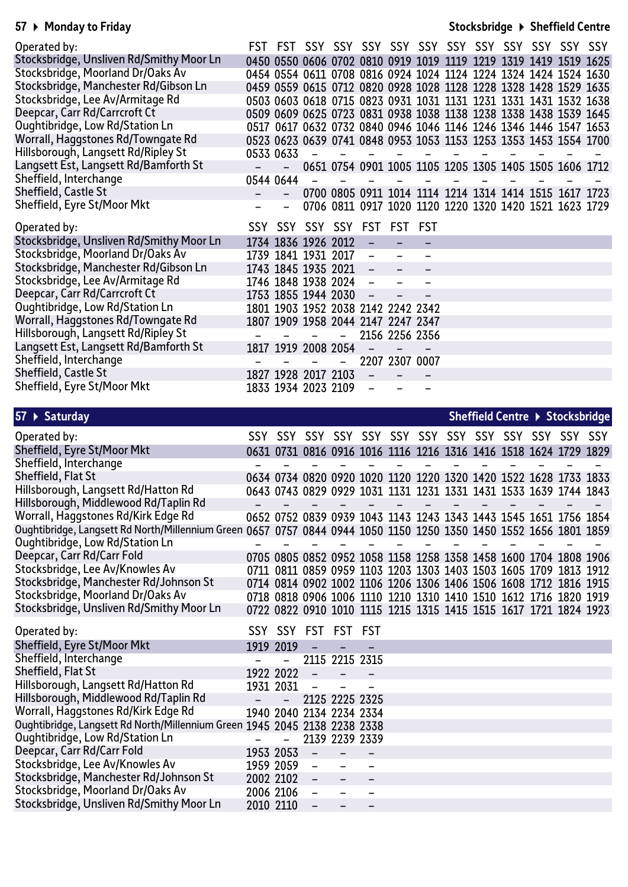## 57 ▸ Monday to Friday

**Stocksbridge ▸ Sheffield Centre**

| Operated by: | FST | FST | SSY | SSY | SSY | SSY | SSY | SSY | SSY | SSY | SSY | SSY | SSY |
|---|---|---|---|---|---|---|---|---|---|---|---|---|---|
| Stocksbridge, Unsliven Rd/Smithy Moor Ln | 0450 | 0550 | 0606 | 0702 | 0810 | 0919 | 1019 | 1119 | 1219 | 1319 | 1419 | 1519 | 1625 |
| Stocksbridge, Moorland Dr/Oaks Av | 0454 | 0554 | 0611 | 0708 | 0816 | 0924 | 1024 | 1124 | 1224 | 1324 | 1424 | 1524 | 1630 |
| Stocksbridge, Manchester Rd/Gibson Ln | 0459 | 0559 | 0615 | 0712 | 0820 | 0928 | 1028 | 1128 | 1228 | 1328 | 1428 | 1529 | 1635 |
| Stocksbridge, Lee Av/Armitage Rd | 0503 | 0603 | 0618 | 0715 | 0823 | 0931 | 1031 | 1131 | 1231 | 1331 | 1431 | 1532 | 1638 |
| Deepcar, Carr Rd/Carrcroft Ct | 0509 | 0609 | 0625 | 0723 | 0831 | 0938 | 1038 | 1138 | 1238 | 1338 | 1438 | 1539 | 1645 |
| Oughtibridge, Low Rd/Station Ln | 0517 | 0617 | 0632 | 0732 | 0840 | 0946 | 1046 | 1146 | 1246 | 1346 | 1446 | 1547 | 1653 |
| Worrall, Haggstones Rd/Towngate Rd | 0523 | 0623 | 0639 | 0741 | 0848 | 0953 | 1053 | 1153 | 1253 | 1353 | 1453 | 1554 | 1700 |
| Hillsborough, Langsett Rd/Ripley St | 0533 | 0633 | – | – | – | – | – | – | – | – | – | – | – |
| Langsett Est, Langsett Rd/Bamforth St | – | – | 0651 | 0754 | 0901 | 1005 | 1105 | 1205 | 1305 | 1405 | 1505 | 1606 | 1712 |
| Sheffield, Interchange | 0544 | 0644 | – | – | – | – | – | – | – | – | – | – | – |
| Sheffield, Castle St | – | – | 0700 | 0805 | 0911 | 1014 | 1114 | 1214 | 1314 | 1414 | 1515 | 1617 | 1723 |
| Sheffield, Eyre St/Moor Mkt | – | – | 0706 | 0811 | 0917 | 1020 | 1120 | 1220 | 1320 | 1420 | 1521 | 1623 | 1729 |

| Operated by: | SSY | SSY | SSY | SSY | FST | FST | FST |
|---|---|---|---|---|---|---|---|
| Stocksbridge, Unsliven Rd/Smithy Moor Ln | 1734 | 1836 | 1926 | 2012 | – | – | – |
| Stocksbridge, Moorland Dr/Oaks Av | 1739 | 1841 | 1931 | 2017 | – | – | – |
| Stocksbridge, Manchester Rd/Gibson Ln | 1743 | 1845 | 1935 | 2021 | – | – | – |
| Stocksbridge, Lee Av/Armitage Rd | 1746 | 1848 | 1938 | 2024 | – | – | – |
| Deepcar, Carr Rd/Carrcroft Ct | 1753 | 1855 | 1944 | 2030 | – | – | – |
| Oughtibridge, Low Rd/Station Ln | 1801 | 1903 | 1952 | 2038 | 2142 | 2242 | 2342 |
| Worrall, Haggstones Rd/Towngate Rd | 1807 | 1909 | 1958 | 2044 | 2147 | 2247 | 2347 |
| Hillsborough, Langsett Rd/Ripley St | – | – | – | – | 2156 | 2256 | 2356 |
| Langsett Est, Langsett Rd/Bamforth St | 1817 | 1919 | 2008 | 2054 | – | – | – |
| Sheffield, Interchange | – | – | – | – | 2207 | 2307 | 0007 |
| Sheffield, Castle St | 1827 | 1928 | 2017 | 2103 | – | – | – |
| Sheffield, Eyre St/Moor Mkt | 1833 | 1934 | 2023 | 2109 | – | – | – |

## 57 ▸ Saturday

**Sheffield Centre ▸ Stocksbridge**

| Operated by: | SSY | SSY | SSY | SSY | SSY | SSY | SSY | SSY | SSY | SSY | SSY | SSY | SSY |
|---|---|---|---|---|---|---|---|---|---|---|---|---|---|
| Sheffield, Eyre St/Moor Mkt | 0631 | 0731 | 0816 | 0916 | 1016 | 1116 | 1216 | 1316 | 1416 | 1518 | 1624 | 1729 | 1829 |
| Sheffield, Interchange | – | – | – | – | – | – | – | – | – | – | – | – | – |
| Sheffield, Flat St | 0634 | 0734 | 0820 | 0920 | 1020 | 1120 | 1220 | 1320 | 1420 | 1522 | 1628 | 1733 | 1833 |
| Hillsborough, Langsett Rd/Hatton Rd | 0643 | 0743 | 0829 | 0929 | 1031 | 1131 | 1231 | 1331 | 1431 | 1533 | 1639 | 1744 | 1843 |
| Hillsborough, Middlewood Rd/Taplin Rd | – | – | – | – | – | – | – | – | – | – | – | – | – |
| Worrall, Haggstones Rd/Kirk Edge Rd | 0652 | 0752 | 0839 | 0939 | 1043 | 1143 | 1243 | 1343 | 1443 | 1545 | 1651 | 1756 | 1854 |
| Oughtibridge, Langsett Rd North/Millennium Green | 0657 | 0757 | 0844 | 0944 | 1050 | 1150 | 1250 | 1350 | 1450 | 1552 | 1656 | 1801 | 1859 |
| Oughtibridge, Low Rd/Station Ln | – | – | – | – | – | – | – | – | – | – | – | – | – |
| Deepcar, Carr Rd/Carr Fold | 0705 | 0805 | 0852 | 0952 | 1058 | 1158 | 1258 | 1358 | 1458 | 1600 | 1704 | 1808 | 1906 |
| Stocksbridge, Lee Av/Knowles Av | 0711 | 0811 | 0859 | 0959 | 1103 | 1203 | 1303 | 1403 | 1503 | 1605 | 1709 | 1813 | 1912 |
| Stocksbridge, Manchester Rd/Johnson St | 0714 | 0814 | 0902 | 1002 | 1106 | 1206 | 1306 | 1406 | 1506 | 1608 | 1712 | 1816 | 1915 |
| Stocksbridge, Moorland Dr/Oaks Av | 0718 | 0818 | 0906 | 1006 | 1110 | 1210 | 1310 | 1410 | 1510 | 1612 | 1716 | 1820 | 1919 |
| Stocksbridge, Unsliven Rd/Smithy Moor Ln | 0722 | 0822 | 0910 | 1010 | 1115 | 1215 | 1315 | 1415 | 1515 | 1617 | 1721 | 1824 | 1923 |

| Operated by: | SSY | SSY | FST | FST | FST |
|---|---|---|---|---|---|
| Sheffield, Eyre St/Moor Mkt | 1919 | 2019 | – | – | – |
| Sheffield, Interchange | – | – | 2115 | 2215 | 2315 |
| Sheffield, Flat St | 1922 | 2022 | – | – | – |
| Hillsborough, Langsett Rd/Hatton Rd | 1931 | 2031 | – | – | – |
| Hillsborough, Middlewood Rd/Taplin Rd | – | – | 2125 | 2225 | 2325 |
| Worrall, Haggstones Rd/Kirk Edge Rd | 1940 | 2040 | 2134 | 2234 | 2334 |
| Oughtibridge, Langsett Rd North/Millennium Green | 1945 | 2045 | 2138 | 2238 | 2338 |
| Oughtibridge, Low Rd/Station Ln | – | – | 2139 | 2239 | 2339 |
| Deepcar, Carr Rd/Carr Fold | 1953 | 2053 | – | – | – |
| Stocksbridge, Lee Av/Knowles Av | 1959 | 2059 | – | – | – |
| Stocksbridge, Manchester Rd/Johnson St | 2002 | 2102 | – | – | – |
| Stocksbridge, Moorland Dr/Oaks Av | 2006 | 2106 | – | – | – |
| Stocksbridge, Unsliven Rd/Smithy Moor Ln | 2010 | 2110 | – | – | – |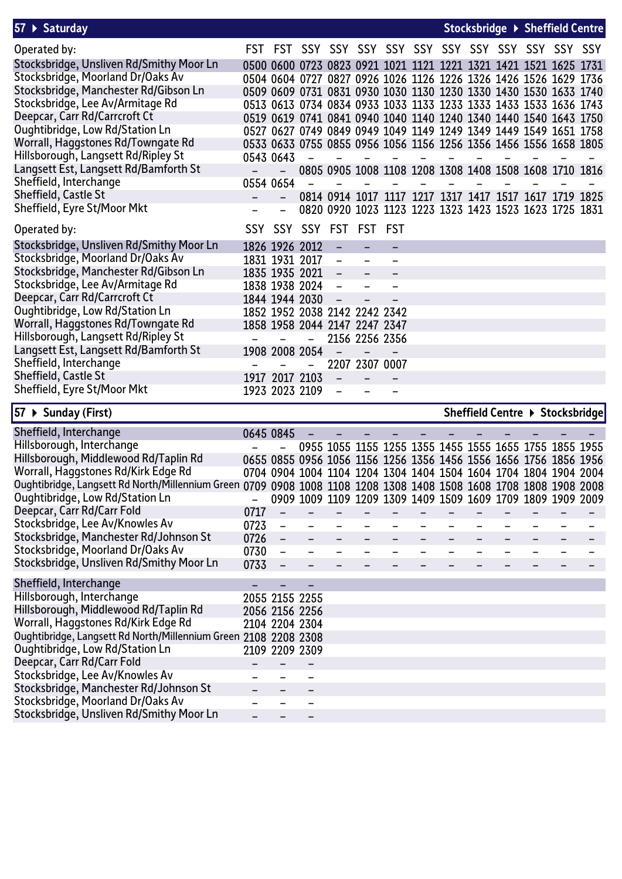## 57 ▶ Saturday — Stocksbridge ▶ Sheffield Centre

| Operated by: | FST | FST | SSY | SSY | SSY | SSY | SSY | SSY | SSY | SSY | SSY | SSY | SSY |
|---|---|---|---|---|---|---|---|---|---|---|---|---|---|
| Stocksbridge, Unsliven Rd/Smithy Moor Ln | 0500 | 0600 | 0723 | 0823 | 0921 | 1021 | 1121 | 1221 | 1321 | 1421 | 1521 | 1625 | 1731 |
| Stocksbridge, Moorland Dr/Oaks Av | 0504 | 0604 | 0727 | 0827 | 0926 | 1026 | 1126 | 1226 | 1326 | 1426 | 1526 | 1629 | 1736 |
| Stocksbridge, Manchester Rd/Gibson Ln | 0509 | 0609 | 0731 | 0831 | 0930 | 1030 | 1130 | 1230 | 1330 | 1430 | 1530 | 1633 | 1740 |
| Stocksbridge, Lee Av/Armitage Rd | 0513 | 0613 | 0734 | 0834 | 0933 | 1033 | 1133 | 1233 | 1333 | 1433 | 1533 | 1636 | 1743 |
| Deepcar, Carr Rd/Carrcroft Ct | 0519 | 0619 | 0741 | 0841 | 0940 | 1040 | 1140 | 1240 | 1340 | 1440 | 1540 | 1643 | 1750 |
| Oughtibridge, Low Rd/Station Ln | 0527 | 0627 | 0749 | 0849 | 0949 | 1049 | 1149 | 1249 | 1349 | 1449 | 1549 | 1651 | 1758 |
| Worrall, Haggstones Rd/Towngate Rd | 0533 | 0633 | 0755 | 0855 | 0956 | 1056 | 1156 | 1256 | 1356 | 1456 | 1556 | 1658 | 1805 |
| Hillsborough, Langsett Rd/Ripley St | 0543 | 0643 | – | – | – | – | – | – | – | – | – | – | – |
| Langsett Est, Langsett Rd/Bamforth St | – | – | 0805 | 0905 | 1008 | 1108 | 1208 | 1308 | 1408 | 1508 | 1608 | 1710 | 1816 |
| Sheffield, Interchange | 0554 | 0654 | – | – | – | – | – | – | – | – | – | – | – |
| Sheffield, Castle St | – | – | 0814 | 0914 | 1017 | 1117 | 1217 | 1317 | 1417 | 1517 | 1617 | 1719 | 1825 |
| Sheffield, Eyre St/Moor Mkt | – | – | 0820 | 0920 | 1023 | 1123 | 1223 | 1323 | 1423 | 1523 | 1623 | 1725 | 1831 |

| Operated by: | SSY | SSY | SSY | FST | FST | FST |
|---|---|---|---|---|---|---|
| Stocksbridge, Unsliven Rd/Smithy Moor Ln | 1826 | 1926 | 2012 | – | – | – |
| Stocksbridge, Moorland Dr/Oaks Av | 1831 | 1931 | 2017 | – | – | – |
| Stocksbridge, Manchester Rd/Gibson Ln | 1835 | 1935 | 2021 | – | – | – |
| Stocksbridge, Lee Av/Armitage Rd | 1838 | 1938 | 2024 | – | – | – |
| Deepcar, Carr Rd/Carrcroft Ct | 1844 | 1944 | 2030 | – | – | – |
| Oughtibridge, Low Rd/Station Ln | 1852 | 1952 | 2038 | 2142 | 2242 | 2342 |
| Worrall, Haggstones Rd/Towngate Rd | 1858 | 1958 | 2044 | 2147 | 2247 | 2347 |
| Hillsborough, Langsett Rd/Ripley St | – | – | – | 2156 | 2256 | 2356 |
| Langsett Est, Langsett Rd/Bamforth St | 1908 | 2008 | 2054 | – | – | – |
| Sheffield, Interchange | – | – | – | 2207 | 2307 | 0007 |
| Sheffield, Castle St | 1917 | 2017 | 2103 | – | – | – |
| Sheffield, Eyre St/Moor Mkt | 1923 | 2023 | 2109 | – | – | – |

## 57 ▶ Sunday (First) — Sheffield Centre ▶ Stocksbridge

| | | | | | | | | | | | | | |
|---|---|---|---|---|---|---|---|---|---|---|---|---|---|
| Sheffield, Interchange | 0645 | 0845 | – | – | – | – | – | – | – | – | – | – | – |
| Hillsborough, Interchange | – | – | 0955 | 1055 | 1155 | 1255 | 1355 | 1455 | 1555 | 1655 | 1755 | 1855 | 1955 |
| Hillsborough, Middlewood Rd/Taplin Rd | 0655 | 0855 | 0956 | 1056 | 1156 | 1256 | 1356 | 1456 | 1556 | 1656 | 1756 | 1856 | 1956 |
| Worrall, Haggstones Rd/Kirk Edge Rd | 0704 | 0904 | 1004 | 1104 | 1204 | 1304 | 1404 | 1504 | 1604 | 1704 | 1804 | 1904 | 2004 |
| Oughtibridge, Langsett Rd North/Millennium Green | 0709 | 0908 | 1008 | 1108 | 1208 | 1308 | 1408 | 1508 | 1608 | 1708 | 1808 | 1908 | 2008 |
| Oughtibridge, Low Rd/Station Ln | – | 0909 | 1009 | 1109 | 1209 | 1309 | 1409 | 1509 | 1609 | 1709 | 1809 | 1909 | 2009 |
| Deepcar, Carr Rd/Carr Fold | 0717 | – | – | – | – | – | – | – | – | – | – | – | – |
| Stocksbridge, Lee Av/Knowles Av | 0723 | – | – | – | – | – | – | – | – | – | – | – | – |
| Stocksbridge, Manchester Rd/Johnson St | 0726 | – | – | – | – | – | – | – | – | – | – | – | – |
| Stocksbridge, Moorland Dr/Oaks Av | 0730 | – | – | – | – | – | – | – | – | – | – | – | – |
| Stocksbridge, Unsliven Rd/Smithy Moor Ln | 0733 | – | – | – | – | – | – | – | – | – | – | – | – |

| | | | |
|---|---|---|---|
| Sheffield, Interchange | – | – | – |
| Hillsborough, Interchange | 2055 | 2155 | 2255 |
| Hillsborough, Middlewood Rd/Taplin Rd | 2056 | 2156 | 2256 |
| Worrall, Haggstones Rd/Kirk Edge Rd | 2104 | 2204 | 2304 |
| Oughtibridge, Langsett Rd North/Millennium Green | 2108 | 2208 | 2308 |
| Oughtibridge, Low Rd/Station Ln | 2109 | 2209 | 2309 |
| Deepcar, Carr Rd/Carr Fold | – | – | – |
| Stocksbridge, Lee Av/Knowles Av | – | – | – |
| Stocksbridge, Manchester Rd/Johnson St | – | – | – |
| Stocksbridge, Moorland Dr/Oaks Av | – | – | – |
| Stocksbridge, Unsliven Rd/Smithy Moor Ln | – | – | – |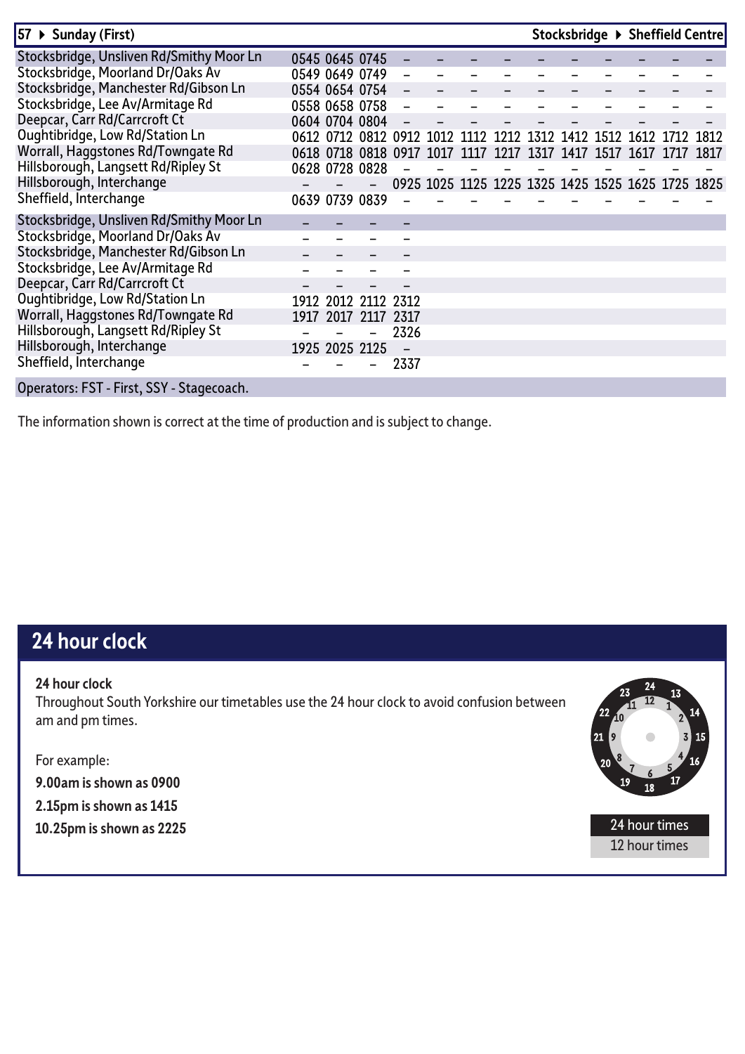## 57 ▶ Sunday (First) — Stocksbridge ▶ Sheffield Centre

| Stop | | | | | | | | | | | | | |
|---|---|---|---|---|---|---|---|---|---|---|---|---|---|
| Stocksbridge, Unsliven Rd/Smithy Moor Ln | 0545 | 0645 | 0745 | – | – | – | – | – | – | – | – | – | – |
| Stocksbridge, Moorland Dr/Oaks Av | 0549 | 0649 | 0749 | – | – | – | – | – | – | – | – | – | – |
| Stocksbridge, Manchester Rd/Gibson Ln | 0554 | 0654 | 0754 | – | – | – | – | – | – | – | – | – | – |
| Stocksbridge, Lee Av/Armitage Rd | 0558 | 0658 | 0758 | – | – | – | – | – | – | – | – | – | – |
| Deepcar, Carr Rd/Carrcroft Ct | 0604 | 0704 | 0804 | – | – | – | – | – | – | – | – | – | – |
| Oughtibridge, Low Rd/Station Ln | 0612 | 0712 | 0812 | 0912 | 1012 | 1112 | 1212 | 1312 | 1412 | 1512 | 1612 | 1712 | 1812 |
| Worrall, Haggstones Rd/Towngate Rd | 0618 | 0718 | 0818 | 0917 | 1017 | 1117 | 1217 | 1317 | 1417 | 1517 | 1617 | 1717 | 1817 |
| Hillsborough, Langsett Rd/Ripley St | 0628 | 0728 | 0828 | – | – | – | – | – | – | – | – | – | – |
| Hillsborough, Interchange | – | – | – | 0925 | 1025 | 1125 | 1225 | 1325 | 1425 | 1525 | 1625 | 1725 | 1825 |
| Sheffield, Interchange | 0639 | 0739 | 0839 | – | – | – | – | – | – | – | – | – | – |

| Stop | | | | |
|---|---|---|---|---|
| Stocksbridge, Unsliven Rd/Smithy Moor Ln | – | – | – | – |
| Stocksbridge, Moorland Dr/Oaks Av | – | – | – | – |
| Stocksbridge, Manchester Rd/Gibson Ln | – | – | – | – |
| Stocksbridge, Lee Av/Armitage Rd | – | – | – | – |
| Deepcar, Carr Rd/Carrcroft Ct | – | – | – | – |
| Oughtibridge, Low Rd/Station Ln | 1912 | 2012 | 2112 | 2312 |
| Worrall, Haggstones Rd/Towngate Rd | 1917 | 2017 | 2117 | 2317 |
| Hillsborough, Langsett Rd/Ripley St | – | – | – | 2326 |
| Hillsborough, Interchange | 1925 | 2025 | 2125 | – |
| Sheffield, Interchange | – | – | – | 2337 |

Operators: FST - First, SSY - Stagecoach.

The information shown is correct at the time of production and is subject to change.

## 24 hour clock

**24 hour clock**

Throughout South Yorkshire our timetables use the 24 hour clock to avoid confusion between am and pm times.

For example:

**9.00am is shown as 0900**

**2.15pm is shown as 1415**

**10.25pm is shown as 2225**

24 hour times

12 hour times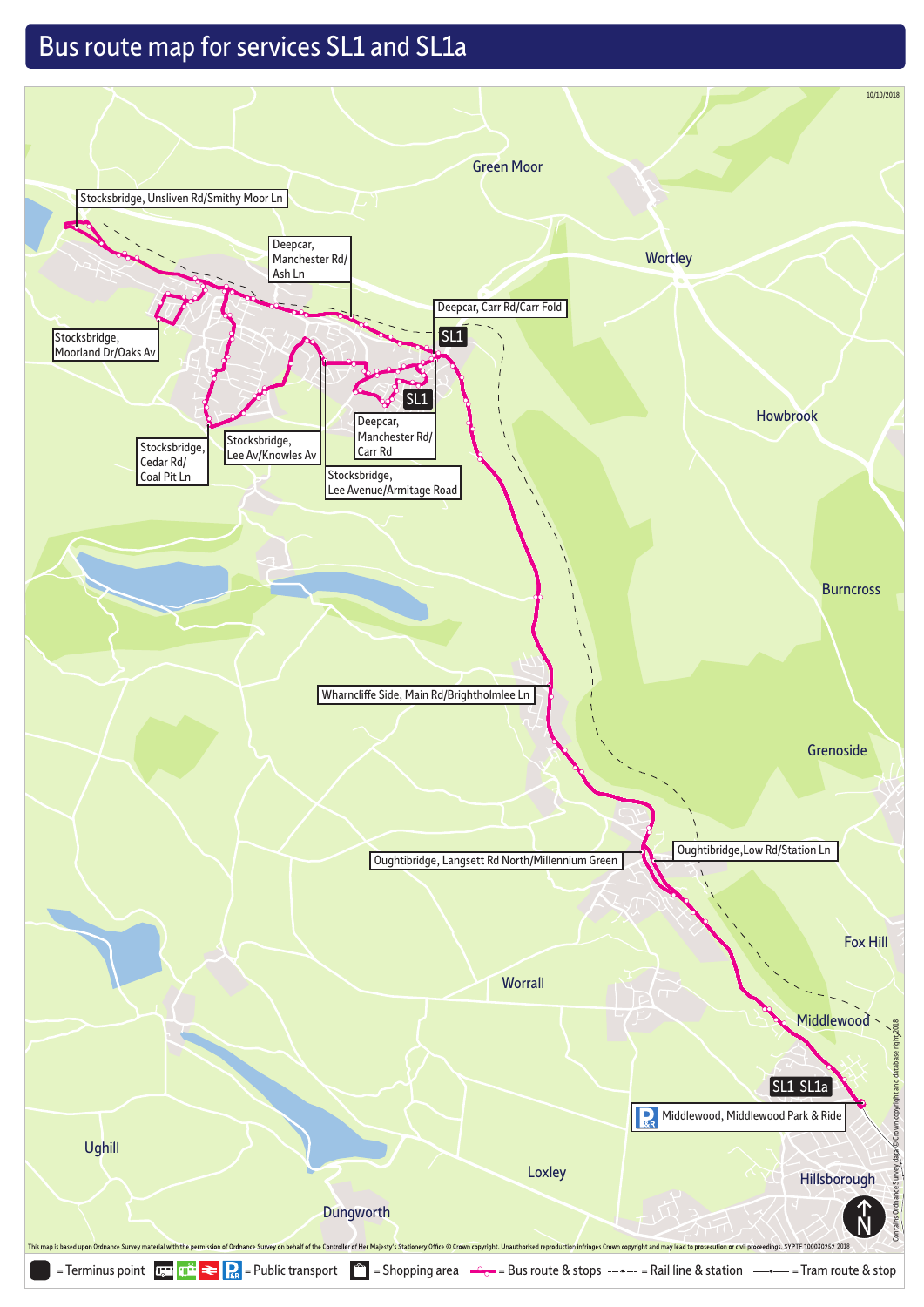# Bus route map for services SL1 and SL1a

10/10/2018

Stocksbridge, Unsliven Rd/Smithy Moor Ln

Green Moor

Deepcar, Manchester Rd/ Ash Ln

Wortley

Deepcar, Carr Rd/Carr Fold

SL1

Stocksbridge, Moorland Dr/Oaks Av

SL1

Howbrook

Deepcar, Manchester Rd/ Carr Rd

Stocksbridge, Cedar Rd/ Coal Pit Ln

Stocksbridge, Lee Av/Knowles Av

Stocksbridge, Lee Avenue/Armitage Road

Burncross

Wharncliffe Side, Main Rd/Brightholmlee Ln

Grenoside

Oughtibridge, Langsett Rd North/Millennium Green

Oughtibridge, Low Rd/Station Ln

Fox Hill

Worrall

Middlewood

SL1 SL1a

Middlewood, Middlewood Park & Ride

Ughill

Loxley

Hillsborough

Dungworth

This map is based upon Ordnance Survey material with the permission of Ordnance Survey on behalf of the Controller of Her Majesty's Stationery Office © Crown copyright. Unauthorised reproduction infringes Crown copyright and may lead to prosecution or civil proceedings. SYPTE 100030262 2018

Contains Ordnance Survey data © Crown copyright and database right 2018

= Terminus point = Public transport = Shopping area = Bus route & stops = Rail line & station = Tram route & stop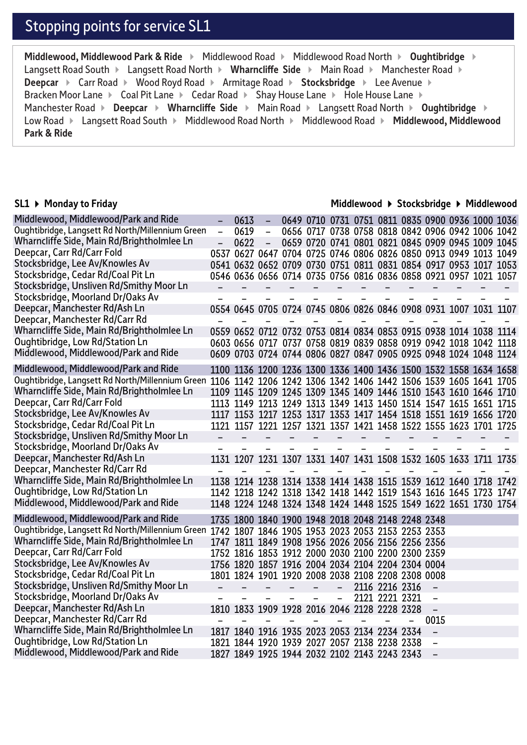## Stopping points for service SL1

**Middlewood, Middlewood Park & Ride** ▸ Middlewood Road ▸ Middlewood Road North ▸ **Oughtibridge** ▸ Langsett Road South ▸ Langsett Road North ▸ **Wharncliffe Side** ▸ Main Road ▸ Manchester Road ▸ **Deepcar** ▸ Carr Road ▸ Wood Royd Road ▸ Armitage Road ▸ **Stocksbridge** ▸ Lee Avenue ▸ Bracken Moor Lane ▸ Coal Pit Lane ▸ Cedar Road ▸ Shay House Lane ▸ Hole House Lane ▸ Manchester Road ▸ **Deepcar** ▸ **Wharncliffe Side** ▸ Main Road ▸ Langsett Road North ▸ **Oughtibridge** ▸ Low Road ▸ Langsett Road South ▸ Middlewood Road North ▸ Middlewood Road ▸ **Middlewood, Middlewood Park & Ride**

**SL1 ▸ Monday to Friday** — **Middlewood ▸ Stocksbridge ▸ Middlewood**

| Stop | | | | | | | | | | | | | |
|---|---|---|---|---|---|---|---|---|---|---|---|---|---|
| Middlewood, Middlewood/Park and Ride | – | 0613 | – | 0649 | 0710 | 0731 | 0751 | 0811 | 0835 | 0900 | 0936 | 1000 | 1036 |
| Oughtibridge, Langsett Rd North/Millennium Green | – | 0619 | – | 0656 | 0717 | 0738 | 0758 | 0818 | 0842 | 0906 | 0942 | 1006 | 1042 |
| Wharncliffe Side, Main Rd/Brightholmlee Ln | – | 0622 | – | 0659 | 0720 | 0741 | 0801 | 0821 | 0845 | 0909 | 0945 | 1009 | 1045 |
| Deepcar, Carr Rd/Carr Fold | 0537 | 0627 | 0647 | 0704 | 0725 | 0746 | 0806 | 0826 | 0850 | 0913 | 0949 | 1013 | 1049 |
| Stocksbridge, Lee Av/Knowles Av | 0541 | 0632 | 0652 | 0709 | 0730 | 0751 | 0811 | 0831 | 0854 | 0917 | 0953 | 1017 | 1053 |
| Stocksbridge, Cedar Rd/Coal Pit Ln | 0546 | 0636 | 0656 | 0714 | 0735 | 0756 | 0816 | 0836 | 0858 | 0921 | 0957 | 1021 | 1057 |
| Stocksbridge, Unsliven Rd/Smithy Moor Ln | – | – | – | – | – | – | – | – | – | – | – | – | – |
| Stocksbridge, Moorland Dr/Oaks Av | – | – | – | – | – | – | – | – | – | – | – | – | – |
| Deepcar, Manchester Rd/Ash Ln | 0554 | 0645 | 0705 | 0724 | 0745 | 0806 | 0826 | 0846 | 0908 | 0931 | 1007 | 1031 | 1107 |
| Deepcar, Manchester Rd/Carr Rd | – | – | – | – | – | – | – | – | – | – | – | – | – |
| Wharncliffe Side, Main Rd/Brightholmlee Ln | 0559 | 0652 | 0712 | 0732 | 0753 | 0814 | 0834 | 0853 | 0915 | 0938 | 1014 | 1038 | 1114 |
| Oughtibridge, Low Rd/Station Ln | 0603 | 0656 | 0717 | 0737 | 0758 | 0819 | 0839 | 0858 | 0919 | 0942 | 1018 | 1042 | 1118 |
| Middlewood, Middlewood/Park and Ride | 0609 | 0703 | 0724 | 0744 | 0806 | 0827 | 0847 | 0905 | 0925 | 0948 | 1024 | 1048 | 1124 |

| Stop | | | | | | | | | | | | | |
|---|---|---|---|---|---|---|---|---|---|---|---|---|---|
| Middlewood, Middlewood/Park and Ride | 1100 | 1136 | 1200 | 1236 | 1300 | 1336 | 1400 | 1436 | 1500 | 1532 | 1558 | 1634 | 1658 |
| Oughtibridge, Langsett Rd North/Millennium Green | 1106 | 1142 | 1206 | 1242 | 1306 | 1342 | 1406 | 1442 | 1506 | 1539 | 1605 | 1641 | 1705 |
| Wharncliffe Side, Main Rd/Brightholmlee Ln | 1109 | 1145 | 1209 | 1245 | 1309 | 1345 | 1409 | 1446 | 1510 | 1543 | 1610 | 1646 | 1710 |
| Deepcar, Carr Rd/Carr Fold | 1113 | 1149 | 1213 | 1249 | 1313 | 1349 | 1413 | 1450 | 1514 | 1547 | 1615 | 1651 | 1715 |
| Stocksbridge, Lee Av/Knowles Av | 1117 | 1153 | 1217 | 1253 | 1317 | 1353 | 1417 | 1454 | 1518 | 1551 | 1619 | 1656 | 1720 |
| Stocksbridge, Cedar Rd/Coal Pit Ln | 1121 | 1157 | 1221 | 1257 | 1321 | 1357 | 1421 | 1458 | 1522 | 1555 | 1623 | 1701 | 1725 |
| Stocksbridge, Unsliven Rd/Smithy Moor Ln | – | – | – | – | – | – | – | – | – | – | – | – | – |
| Stocksbridge, Moorland Dr/Oaks Av | – | – | – | – | – | – | – | – | – | – | – | – | – |
| Deepcar, Manchester Rd/Ash Ln | 1131 | 1207 | 1231 | 1307 | 1331 | 1407 | 1431 | 1508 | 1532 | 1605 | 1633 | 1711 | 1735 |
| Deepcar, Manchester Rd/Carr Rd | – | – | – | – | – | – | – | – | – | – | – | – | – |
| Wharncliffe Side, Main Rd/Brightholmlee Ln | 1138 | 1214 | 1238 | 1314 | 1338 | 1414 | 1438 | 1515 | 1539 | 1612 | 1640 | 1718 | 1742 |
| Oughtibridge, Low Rd/Station Ln | 1142 | 1218 | 1242 | 1318 | 1342 | 1418 | 1442 | 1519 | 1543 | 1616 | 1645 | 1723 | 1747 |
| Middlewood, Middlewood/Park and Ride | 1148 | 1224 | 1248 | 1324 | 1348 | 1424 | 1448 | 1525 | 1549 | 1622 | 1651 | 1730 | 1754 |

| Stop | | | | | | | | | | |
|---|---|---|---|---|---|---|---|---|---|---|
| Middlewood, Middlewood/Park and Ride | 1735 | 1800 | 1840 | 1900 | 1948 | 2018 | 2048 | 2148 | 2248 | 2348 |
| Oughtibridge, Langsett Rd North/Millennium Green | 1742 | 1807 | 1846 | 1905 | 1953 | 2023 | 2053 | 2153 | 2253 | 2353 |
| Wharncliffe Side, Main Rd/Brightholmlee Ln | 1747 | 1811 | 1849 | 1908 | 1956 | 2026 | 2056 | 2156 | 2256 | 2356 |
| Deepcar, Carr Rd/Carr Fold | 1752 | 1816 | 1853 | 1912 | 2000 | 2030 | 2100 | 2200 | 2300 | 2359 |
| Stocksbridge, Lee Av/Knowles Av | 1756 | 1820 | 1857 | 1916 | 2004 | 2034 | 2104 | 2204 | 2304 | 0004 |
| Stocksbridge, Cedar Rd/Coal Pit Ln | 1801 | 1824 | 1901 | 1920 | 2008 | 2038 | 2108 | 2208 | 2308 | 0008 |
| Stocksbridge, Unsliven Rd/Smithy Moor Ln | – | – | – | – | – | – | 2116 | 2216 | 2316 | – |
| Stocksbridge, Moorland Dr/Oaks Av | – | – | – | – | – | – | 2121 | 2221 | 2321 | – |
| Deepcar, Manchester Rd/Ash Ln | 1810 | 1833 | 1909 | 1928 | 2016 | 2046 | 2128 | 2228 | 2328 | – |
| Deepcar, Manchester Rd/Carr Rd | – | – | – | – | – | – | – | – | – | 0015 |
| Wharncliffe Side, Main Rd/Brightholmlee Ln | 1817 | 1840 | 1916 | 1935 | 2023 | 2053 | 2134 | 2234 | 2334 | – |
| Oughtibridge, Low Rd/Station Ln | 1821 | 1844 | 1920 | 1939 | 2027 | 2057 | 2138 | 2238 | 2338 | – |
| Middlewood, Middlewood/Park and Ride | 1827 | 1849 | 1925 | 1944 | 2032 | 2102 | 2143 | 2243 | 2343 | – |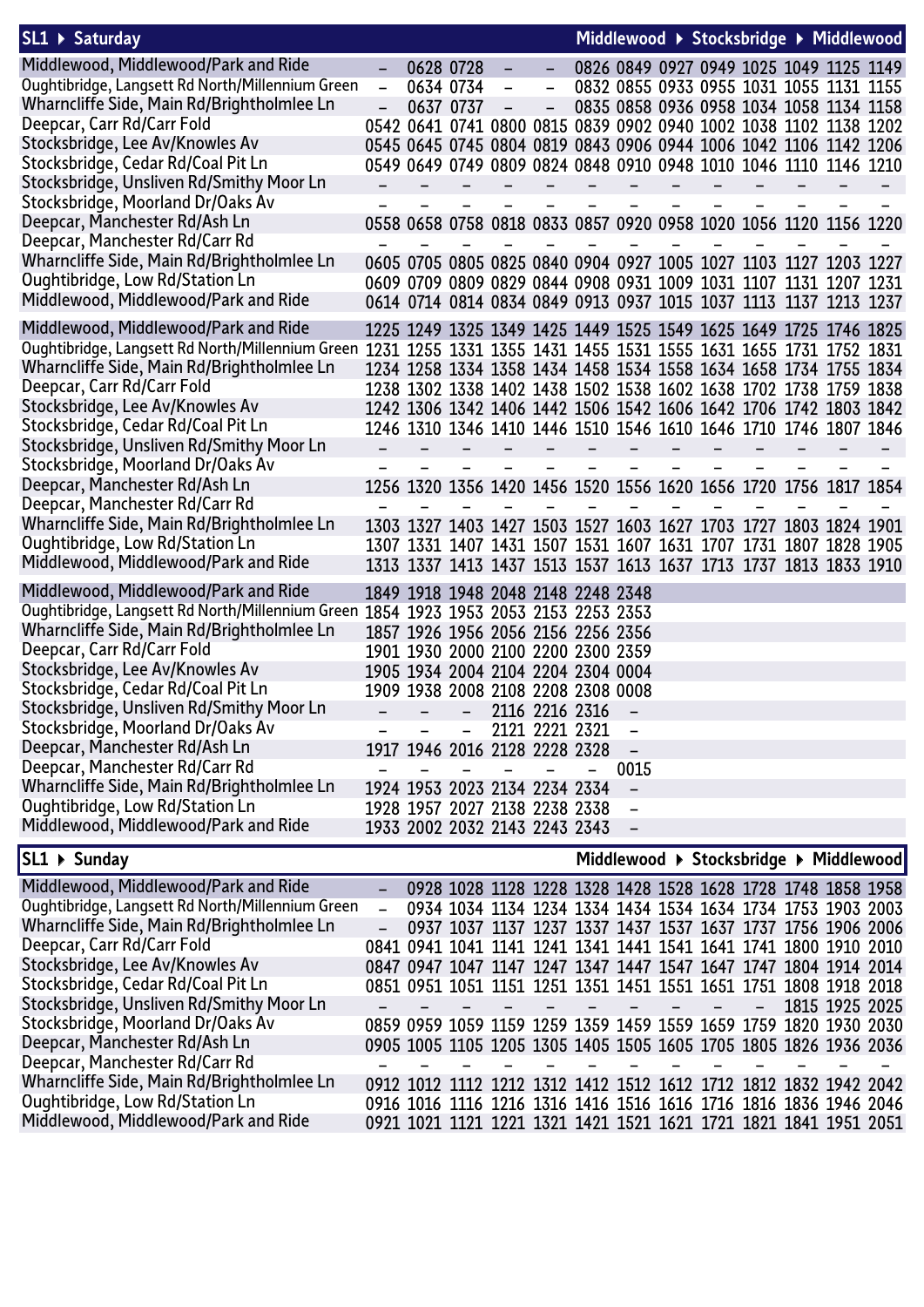## SL1 ▸ Saturday — Middlewood ▸ Stocksbridge ▸ Middlewood

| Stop | | | | | | | | | | | | | |
|---|---|---|---|---|---|---|---|---|---|---|---|---|---|
| Middlewood, Middlewood/Park and Ride | – | 0628 | 0728 | – | – | 0826 | 0849 | 0927 | 0949 | 1025 | 1049 | 1125 | 1149 |
| Oughtibridge, Langsett Rd North/Millennium Green | – | 0634 | 0734 | – | – | 0832 | 0855 | 0933 | 0955 | 1031 | 1055 | 1131 | 1155 |
| Wharncliffe Side, Main Rd/Brightholmlee Ln | – | 0637 | 0737 | – | – | 0835 | 0858 | 0936 | 0958 | 1034 | 1058 | 1134 | 1158 |
| Deepcar, Carr Rd/Carr Fold | 0542 | 0641 | 0741 | 0800 | 0815 | 0839 | 0902 | 0940 | 1002 | 1038 | 1102 | 1138 | 1202 |
| Stocksbridge, Lee Av/Knowles Av | 0545 | 0645 | 0745 | 0804 | 0819 | 0843 | 0906 | 0944 | 1006 | 1042 | 1106 | 1142 | 1206 |
| Stocksbridge, Cedar Rd/Coal Pit Ln | 0549 | 0649 | 0749 | 0809 | 0824 | 0848 | 0910 | 0948 | 1010 | 1046 | 1110 | 1146 | 1210 |
| Stocksbridge, Unsliven Rd/Smithy Moor Ln | – | – | – | – | – | – | – | – | – | – | – | – | – |
| Stocksbridge, Moorland Dr/Oaks Av | – | – | – | – | – | – | – | – | – | – | – | – | – |
| Deepcar, Manchester Rd/Ash Ln | 0558 | 0658 | 0758 | 0818 | 0833 | 0857 | 0920 | 0958 | 1020 | 1056 | 1120 | 1156 | 1220 |
| Deepcar, Manchester Rd/Carr Rd | – | – | – | – | – | – | – | – | – | – | – | – | – |
| Wharncliffe Side, Main Rd/Brightholmlee Ln | 0605 | 0705 | 0805 | 0825 | 0840 | 0904 | 0927 | 1005 | 1027 | 1103 | 1127 | 1203 | 1227 |
| Oughtibridge, Low Rd/Station Ln | 0609 | 0709 | 0809 | 0829 | 0844 | 0908 | 0931 | 1009 | 1031 | 1107 | 1131 | 1207 | 1231 |
| Middlewood, Middlewood/Park and Ride | 0614 | 0714 | 0814 | 0834 | 0849 | 0913 | 0937 | 1015 | 1037 | 1113 | 1137 | 1213 | 1237 |

| Stop | | | | | | | | | | | | | |
|---|---|---|---|---|---|---|---|---|---|---|---|---|---|
| Middlewood, Middlewood/Park and Ride | 1225 | 1249 | 1325 | 1349 | 1425 | 1449 | 1525 | 1549 | 1625 | 1649 | 1725 | 1746 | 1825 |
| Oughtibridge, Langsett Rd North/Millennium Green | 1231 | 1255 | 1331 | 1355 | 1431 | 1455 | 1531 | 1555 | 1631 | 1655 | 1731 | 1752 | 1831 |
| Wharncliffe Side, Main Rd/Brightholmlee Ln | 1234 | 1258 | 1334 | 1358 | 1434 | 1458 | 1534 | 1558 | 1634 | 1658 | 1734 | 1755 | 1834 |
| Deepcar, Carr Rd/Carr Fold | 1238 | 1302 | 1338 | 1402 | 1438 | 1502 | 1538 | 1602 | 1638 | 1702 | 1738 | 1759 | 1838 |
| Stocksbridge, Lee Av/Knowles Av | 1242 | 1306 | 1342 | 1406 | 1442 | 1506 | 1542 | 1606 | 1642 | 1706 | 1742 | 1803 | 1842 |
| Stocksbridge, Cedar Rd/Coal Pit Ln | 1246 | 1310 | 1346 | 1410 | 1446 | 1510 | 1546 | 1610 | 1646 | 1710 | 1746 | 1807 | 1846 |
| Stocksbridge, Unsliven Rd/Smithy Moor Ln | – | – | – | – | – | – | – | – | – | – | – | – | – |
| Stocksbridge, Moorland Dr/Oaks Av | – | – | – | – | – | – | – | – | – | – | – | – | – |
| Deepcar, Manchester Rd/Ash Ln | 1256 | 1320 | 1356 | 1420 | 1456 | 1520 | 1556 | 1620 | 1656 | 1720 | 1756 | 1817 | 1854 |
| Deepcar, Manchester Rd/Carr Rd | – | – | – | – | – | – | – | – | – | – | – | – | – |
| Wharncliffe Side, Main Rd/Brightholmlee Ln | 1303 | 1327 | 1403 | 1427 | 1503 | 1527 | 1603 | 1627 | 1703 | 1727 | 1803 | 1824 | 1901 |
| Oughtibridge, Low Rd/Station Ln | 1307 | 1331 | 1407 | 1431 | 1507 | 1531 | 1607 | 1631 | 1707 | 1731 | 1807 | 1828 | 1905 |
| Middlewood, Middlewood/Park and Ride | 1313 | 1337 | 1413 | 1437 | 1513 | 1537 | 1613 | 1637 | 1713 | 1737 | 1813 | 1833 | 1910 |

| Stop | | | | | | | |
|---|---|---|---|---|---|---|---|
| Middlewood, Middlewood/Park and Ride | 1849 | 1918 | 1948 | 2048 | 2148 | 2248 | 2348 |
| Oughtibridge, Langsett Rd North/Millennium Green | 1854 | 1923 | 1953 | 2053 | 2153 | 2253 | 2353 |
| Wharncliffe Side, Main Rd/Brightholmlee Ln | 1857 | 1926 | 1956 | 2056 | 2156 | 2256 | 2356 |
| Deepcar, Carr Rd/Carr Fold | 1901 | 1930 | 2000 | 2100 | 2200 | 2300 | 2359 |
| Stocksbridge, Lee Av/Knowles Av | 1905 | 1934 | 2004 | 2104 | 2204 | 2304 | 0004 |
| Stocksbridge, Cedar Rd/Coal Pit Ln | 1909 | 1938 | 2008 | 2108 | 2208 | 2308 | 0008 |
| Stocksbridge, Unsliven Rd/Smithy Moor Ln | – | – | – | 2116 | 2216 | 2316 | – |
| Stocksbridge, Moorland Dr/Oaks Av | – | – | – | 2121 | 2221 | 2321 | – |
| Deepcar, Manchester Rd/Ash Ln | 1917 | 1946 | 2016 | 2128 | 2228 | 2328 | – |
| Deepcar, Manchester Rd/Carr Rd | – | – | – | – | – | – | 0015 |
| Wharncliffe Side, Main Rd/Brightholmlee Ln | 1924 | 1953 | 2023 | 2134 | 2234 | 2334 | – |
| Oughtibridge, Low Rd/Station Ln | 1928 | 1957 | 2027 | 2138 | 2238 | 2338 | – |
| Middlewood, Middlewood/Park and Ride | 1933 | 2002 | 2032 | 2143 | 2243 | 2343 | – |

## SL1 ▸ Sunday — Middlewood ▸ Stocksbridge ▸ Middlewood

| Stop | | | | | | | | | | | | | |
|---|---|---|---|---|---|---|---|---|---|---|---|---|---|
| Middlewood, Middlewood/Park and Ride | – | 0928 | 1028 | 1128 | 1228 | 1328 | 1428 | 1528 | 1628 | 1728 | 1748 | 1858 | 1958 |
| Oughtibridge, Langsett Rd North/Millennium Green | – | 0934 | 1034 | 1134 | 1234 | 1334 | 1434 | 1534 | 1634 | 1734 | 1753 | 1903 | 2003 |
| Wharncliffe Side, Main Rd/Brightholmlee Ln | – | 0937 | 1037 | 1137 | 1237 | 1337 | 1437 | 1537 | 1637 | 1737 | 1756 | 1906 | 2006 |
| Deepcar, Carr Rd/Carr Fold | 0841 | 0941 | 1041 | 1141 | 1241 | 1341 | 1441 | 1541 | 1641 | 1741 | 1800 | 1910 | 2010 |
| Stocksbridge, Lee Av/Knowles Av | 0847 | 0947 | 1047 | 1147 | 1247 | 1347 | 1447 | 1547 | 1647 | 1747 | 1804 | 1914 | 2014 |
| Stocksbridge, Cedar Rd/Coal Pit Ln | 0851 | 0951 | 1051 | 1151 | 1251 | 1351 | 1451 | 1551 | 1651 | 1751 | 1808 | 1918 | 2018 |
| Stocksbridge, Unsliven Rd/Smithy Moor Ln | – | – | – | – | – | – | – | – | – | – | 1815 | 1925 | 2025 |
| Stocksbridge, Moorland Dr/Oaks Av | 0859 | 0959 | 1059 | 1159 | 1259 | 1359 | 1459 | 1559 | 1659 | 1759 | 1820 | 1930 | 2030 |
| Deepcar, Manchester Rd/Ash Ln | 0905 | 1005 | 1105 | 1205 | 1305 | 1405 | 1505 | 1605 | 1705 | 1805 | 1826 | 1936 | 2036 |
| Deepcar, Manchester Rd/Carr Rd | – | – | – | – | – | – | – | – | – | – | – | – | – |
| Wharncliffe Side, Main Rd/Brightholmlee Ln | 0912 | 1012 | 1112 | 1212 | 1312 | 1412 | 1512 | 1612 | 1712 | 1812 | 1832 | 1942 | 2042 |
| Oughtibridge, Low Rd/Station Ln | 0916 | 1016 | 1116 | 1216 | 1316 | 1416 | 1516 | 1616 | 1716 | 1816 | 1836 | 1946 | 2046 |
| Middlewood, Middlewood/Park and Ride | 0921 | 1021 | 1121 | 1221 | 1321 | 1421 | 1521 | 1621 | 1721 | 1821 | 1841 | 1951 | 2051 |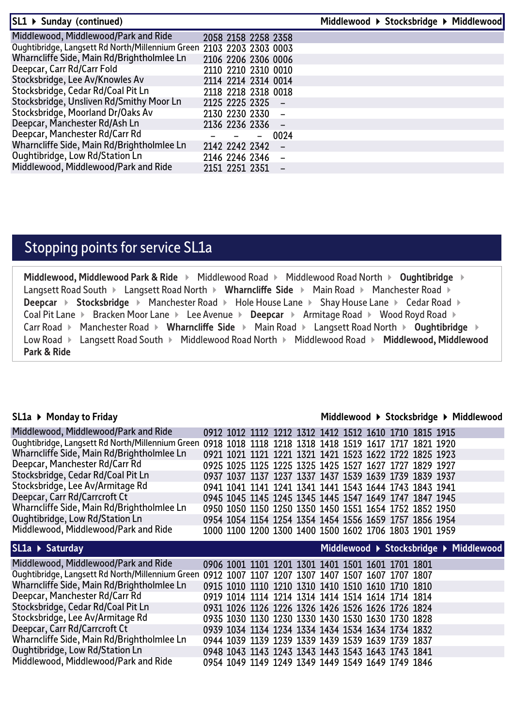| SL1 ▶ Sunday (continued) | Middlewood ▶ Stocksbridge ▶ Middlewood | | | |
|---|---|---|---|---|
| Middlewood, Middlewood/Park and Ride | 2058 | 2158 | 2258 | 2358 |
| Oughtibridge, Langsett Rd North/Millennium Green | 2103 | 2203 | 2303 | 0003 |
| Wharncliffe Side, Main Rd/Brightholmlee Ln | 2106 | 2206 | 2306 | 0006 |
| Deepcar, Carr Rd/Carr Fold | 2110 | 2210 | 2310 | 0010 |
| Stocksbridge, Lee Av/Knowles Av | 2114 | 2214 | 2314 | 0014 |
| Stocksbridge, Cedar Rd/Coal Pit Ln | 2118 | 2218 | 2318 | 0018 |
| Stocksbridge, Unsliven Rd/Smithy Moor Ln | 2125 | 2225 | 2325 | – |
| Stocksbridge, Moorland Dr/Oaks Av | 2130 | 2230 | 2330 | – |
| Deepcar, Manchester Rd/Ash Ln | 2136 | 2236 | 2336 | – |
| Deepcar, Manchester Rd/Carr Rd | – | – | – | 0024 |
| Wharncliffe Side, Main Rd/Brightholmlee Ln | 2142 | 2242 | 2342 | – |
| Oughtibridge, Low Rd/Station Ln | 2146 | 2246 | 2346 | – |
| Middlewood, Middlewood/Park and Ride | 2151 | 2251 | 2351 | – |

## Stopping points for service SL1a

**Middlewood, Middlewood Park & Ride** ▶ Middlewood Road ▶ Middlewood Road North ▶ **Oughtibridge** ▶ Langsett Road South ▶ Langsett Road North ▶ **Wharncliffe Side** ▶ Main Road ▶ Manchester Road ▶ **Deepcar** ▶ **Stocksbridge** ▶ Manchester Road ▶ Hole House Lane ▶ Shay House Lane ▶ Cedar Road ▶ Coal Pit Lane ▶ Bracken Moor Lane ▶ Lee Avenue ▶ **Deepcar** ▶ Armitage Road ▶ Wood Royd Road ▶ Carr Road ▶ Manchester Road ▶ **Wharncliffe Side** ▶ Main Road ▶ Langsett Road North ▶ **Oughtibridge** ▶ Low Road ▶ Langsett Road South ▶ Middlewood Road North ▶ Middlewood Road ▶ **Middlewood, Middlewood Park & Ride**

| SL1a ▶ Monday to Friday | Middlewood ▶ Stocksbridge ▶ Middlewood | | | | | | | | | | |
|---|---|---|---|---|---|---|---|---|---|---|---|
| Middlewood, Middlewood/Park and Ride | 0912 | 1012 | 1112 | 1212 | 1312 | 1412 | 1512 | 1610 | 1710 | 1815 | 1915 |
| Oughtibridge, Langsett Rd North/Millennium Green | 0918 | 1018 | 1118 | 1218 | 1318 | 1418 | 1519 | 1617 | 1717 | 1821 | 1920 |
| Wharncliffe Side, Main Rd/Brightholmlee Ln | 0921 | 1021 | 1121 | 1221 | 1321 | 1421 | 1523 | 1622 | 1722 | 1825 | 1923 |
| Deepcar, Manchester Rd/Carr Rd | 0925 | 1025 | 1125 | 1225 | 1325 | 1425 | 1527 | 1627 | 1727 | 1829 | 1927 |
| Stocksbridge, Cedar Rd/Coal Pit Ln | 0937 | 1037 | 1137 | 1237 | 1337 | 1437 | 1539 | 1639 | 1739 | 1839 | 1937 |
| Stocksbridge, Lee Av/Armitage Rd | 0941 | 1041 | 1141 | 1241 | 1341 | 1441 | 1543 | 1644 | 1743 | 1843 | 1941 |
| Deepcar, Carr Rd/Carrcroft Ct | 0945 | 1045 | 1145 | 1245 | 1345 | 1445 | 1547 | 1649 | 1747 | 1847 | 1945 |
| Wharncliffe Side, Main Rd/Brightholmlee Ln | 0950 | 1050 | 1150 | 1250 | 1350 | 1450 | 1551 | 1654 | 1752 | 1852 | 1950 |
| Oughtibridge, Low Rd/Station Ln | 0954 | 1054 | 1154 | 1254 | 1354 | 1454 | 1556 | 1659 | 1757 | 1856 | 1954 |
| Middlewood, Middlewood/Park and Ride | 1000 | 1100 | 1200 | 1300 | 1400 | 1500 | 1602 | 1706 | 1803 | 1901 | 1959 |

| SL1a ▶ Saturday | Middlewood ▶ Stocksbridge ▶ Middlewood | | | | | | | | | |
|---|---|---|---|---|---|---|---|---|---|---|
| Middlewood, Middlewood/Park and Ride | 0906 | 1001 | 1101 | 1201 | 1301 | 1401 | 1501 | 1601 | 1701 | 1801 |
| Oughtibridge, Langsett Rd North/Millennium Green | 0912 | 1007 | 1107 | 1207 | 1307 | 1407 | 1507 | 1607 | 1707 | 1807 |
| Wharncliffe Side, Main Rd/Brightholmlee Ln | 0915 | 1010 | 1110 | 1210 | 1310 | 1410 | 1510 | 1610 | 1710 | 1810 |
| Deepcar, Manchester Rd/Carr Rd | 0919 | 1014 | 1114 | 1214 | 1314 | 1414 | 1514 | 1614 | 1714 | 1814 |
| Stocksbridge, Cedar Rd/Coal Pit Ln | 0931 | 1026 | 1126 | 1226 | 1326 | 1426 | 1526 | 1626 | 1726 | 1824 |
| Stocksbridge, Lee Av/Armitage Rd | 0935 | 1030 | 1130 | 1230 | 1330 | 1430 | 1530 | 1630 | 1730 | 1828 |
| Deepcar, Carr Rd/Carrcroft Ct | 0939 | 1034 | 1134 | 1234 | 1334 | 1434 | 1534 | 1634 | 1734 | 1832 |
| Wharncliffe Side, Main Rd/Brightholmlee Ln | 0944 | 1039 | 1139 | 1239 | 1339 | 1439 | 1539 | 1639 | 1739 | 1837 |
| Oughtibridge, Low Rd/Station Ln | 0948 | 1043 | 1143 | 1243 | 1343 | 1443 | 1543 | 1643 | 1743 | 1841 |
| Middlewood, Middlewood/Park and Ride | 0954 | 1049 | 1149 | 1249 | 1349 | 1449 | 1549 | 1649 | 1749 | 1846 |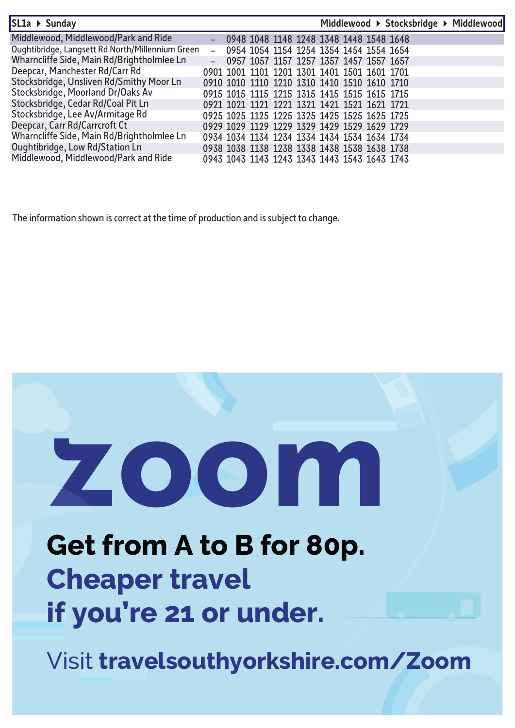**SL1a ▸ Sunday** — **Middlewood ▸ Stocksbridge ▸ Middlewood**

| | | | | | | | | | |
|---|---|---|---|---|---|---|---|---|---|
| Middlewood, Middlewood/Park and Ride | – | 0948 | 1048 | 1148 | 1248 | 1348 | 1448 | 1548 | 1648 |
| Oughtibridge, Langsett Rd North/Millennium Green | – | 0954 | 1054 | 1154 | 1254 | 1354 | 1454 | 1554 | 1654 |
| Wharncliffe Side, Main Rd/Brightholmlee Ln | – | 0957 | 1057 | 1157 | 1257 | 1357 | 1457 | 1557 | 1657 |
| Deepcar, Manchester Rd/Carr Rd | 0901 | 1001 | 1101 | 1201 | 1301 | 1401 | 1501 | 1601 | 1701 |
| Stocksbridge, Unsliven Rd/Smithy Moor Ln | 0910 | 1010 | 1110 | 1210 | 1310 | 1410 | 1510 | 1610 | 1710 |
| Stocksbridge, Moorland Dr/Oaks Av | 0915 | 1015 | 1115 | 1215 | 1315 | 1415 | 1515 | 1615 | 1715 |
| Stocksbridge, Cedar Rd/Coal Pit Ln | 0921 | 1021 | 1121 | 1221 | 1321 | 1421 | 1521 | 1621 | 1721 |
| Stocksbridge, Lee Av/Armitage Rd | 0925 | 1025 | 1125 | 1225 | 1325 | 1425 | 1525 | 1625 | 1725 |
| Deepcar, Carr Rd/Carrcroft Ct | 0929 | 1029 | 1129 | 1229 | 1329 | 1429 | 1529 | 1629 | 1729 |
| Wharncliffe Side, Main Rd/Brightholmlee Ln | 0934 | 1034 | 1134 | 1234 | 1334 | 1434 | 1534 | 1634 | 1734 |
| Oughtibridge, Low Rd/Station Ln | 0938 | 1038 | 1138 | 1238 | 1338 | 1438 | 1538 | 1638 | 1738 |
| Middlewood, Middlewood/Park and Ride | 0943 | 1043 | 1143 | 1243 | 1343 | 1443 | 1543 | 1643 | 1743 |

The information shown is correct at the time of production and is subject to change.

# zoom

**Get from A to B for 80p.**

**Cheaper travel if you're 21 or under.**

Visit **travelsouthyorkshire.com/Zoom**